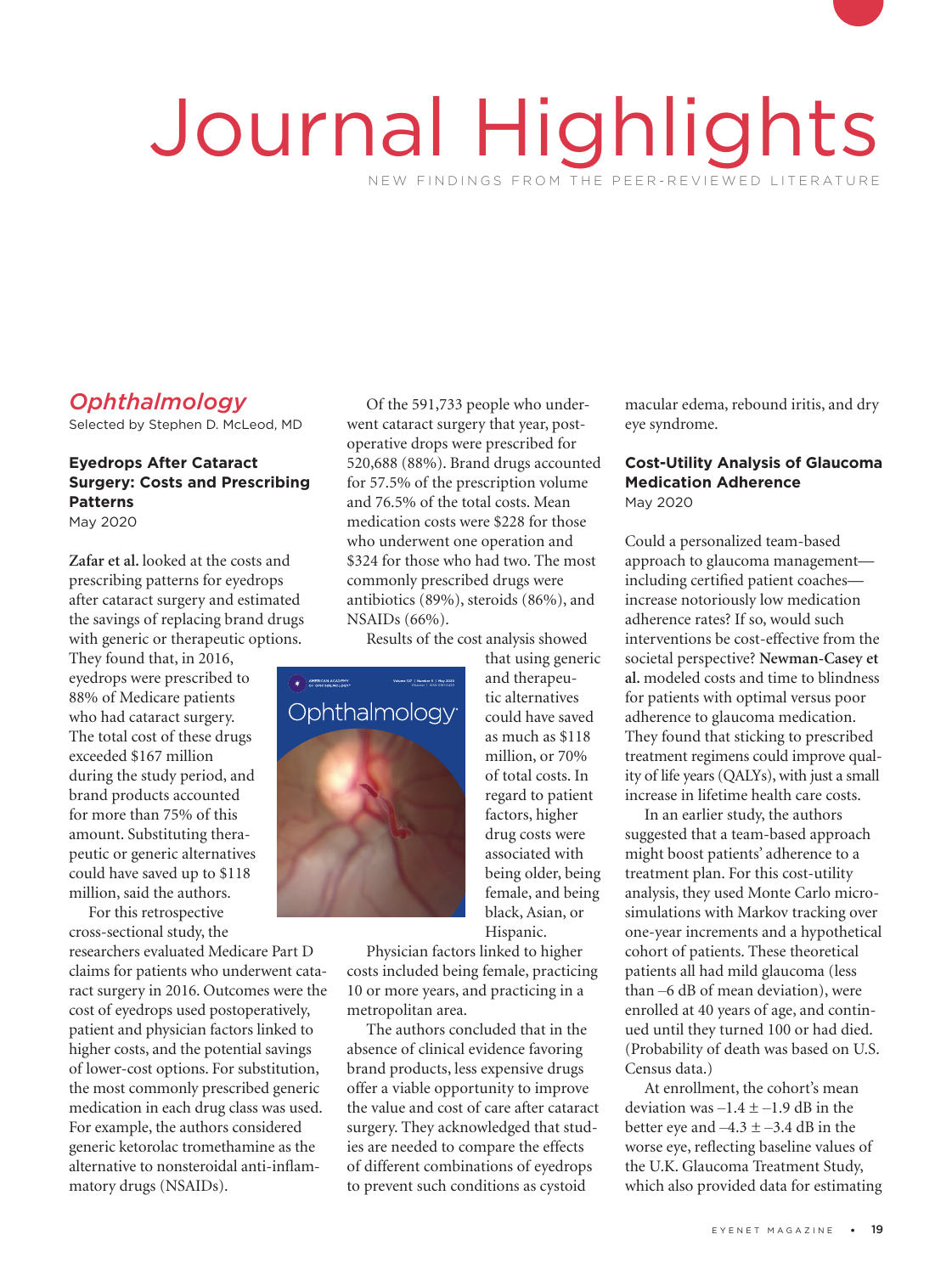# Journal Highlights

NEW FINDINGS FROM THE PEER-REVIEWED LITERATURE

## *Ophthalmology*

Selected by Stephen D. McLeod, MD

### Eyedrops After Cataract Surgery: Costs and Prescribing Patterns

May 2020

**Zafar et al.** looked at the costs and prescribing patterns for eyedrops after cataract surgery and estimated the savings of replacing brand drugs with generic or therapeutic options. They found that, in 2016, eyedrops were prescribed to 88% of Medicare patients who had cataract surgery. The total cost of these drugs exceeded $167 million during the study period, and brand products accounted for more than 75% of this amount. Substituting therapeutic or generic alternatives could have saved up to $118 million, said the authors.

For this retrospective cross-sectional study, the researchers evaluated Medicare Part D claims for patients who underwent cataract surgery in 2016. Outcomes were the cost of eyedrops used postoperatively, patient and physician factors linked to higher costs, and the potential savings of lower-cost options. For substitution, the most commonly prescribed generic medication in each drug class was used. For example, the authors considered generic ketorolac tromethamine as the alternative to nonsteroidal anti-inflammatory drugs (NSAIDs).

Of the 591,733 people who underwent cataract surgery that year, postoperative drops were prescribed for 520,688 (88%). Brand drugs accounted for 57.5% of the prescription volume and 76.5% of the total costs. Mean medication costs were $228 for those who underwent one operation and $324 for those who had two. The most commonly prescribed drugs were antibiotics (89%), steroids (86%), and NSAIDs (66%).

Results of the cost analysis showed that using generic and therapeutic alternatives could have saved as much as $118 million, or 70% of total costs. In regard to patient factors, higher drug costs were associated with being older, being female, and being black, Asian, or Hispanic.

Physician factors linked to higher costs included being female, practicing 10 or more years, and practicing in a metropolitan area.

The authors concluded that in the absence of clinical evidence favoring brand products, less expensive drugs offer a viable opportunity to improve the value and cost of care after cataract surgery. They acknowledged that studies are needed to compare the effects of different combinations of eyedrops to prevent such conditions as cystoid macular edema, rebound iritis, and dry eye syndrome.

### Cost-Utility Analysis of Glaucoma Medication Adherence

May 2020

Could a personalized team-based approach to glaucoma management—including certified patient coaches—increase notoriously low medication adherence rates? If so, would such interventions be cost-effective from the societal perspective? **Newman-Casey et al.** modeled costs and time to blindness for patients with optimal versus poor adherence to glaucoma medication. They found that sticking to prescribed treatment regimens could improve quality of life years (QALYs), with just a small increase in lifetime health care costs.

In an earlier study, the authors suggested that a team-based approach might boost patients' adherence to a treatment plan. For this cost-utility analysis, they used Monte Carlo microsimulations with Markov tracking over one-year increments and a hypothetical cohort of patients. These theoretical patients all had mild glaucoma (less than –6 dB of mean deviation), were enrolled at 40 years of age, and continued until they turned 100 or had died. (Probability of death was based on U.S. Census data.)

At enrollment, the cohort's mean deviation was –1.4 ± –1.9 dB in the better eye and –4.3 ± –3.4 dB in the worse eye, reflecting baseline values of the U.K. Glaucoma Treatment Study, which also provided data for estimating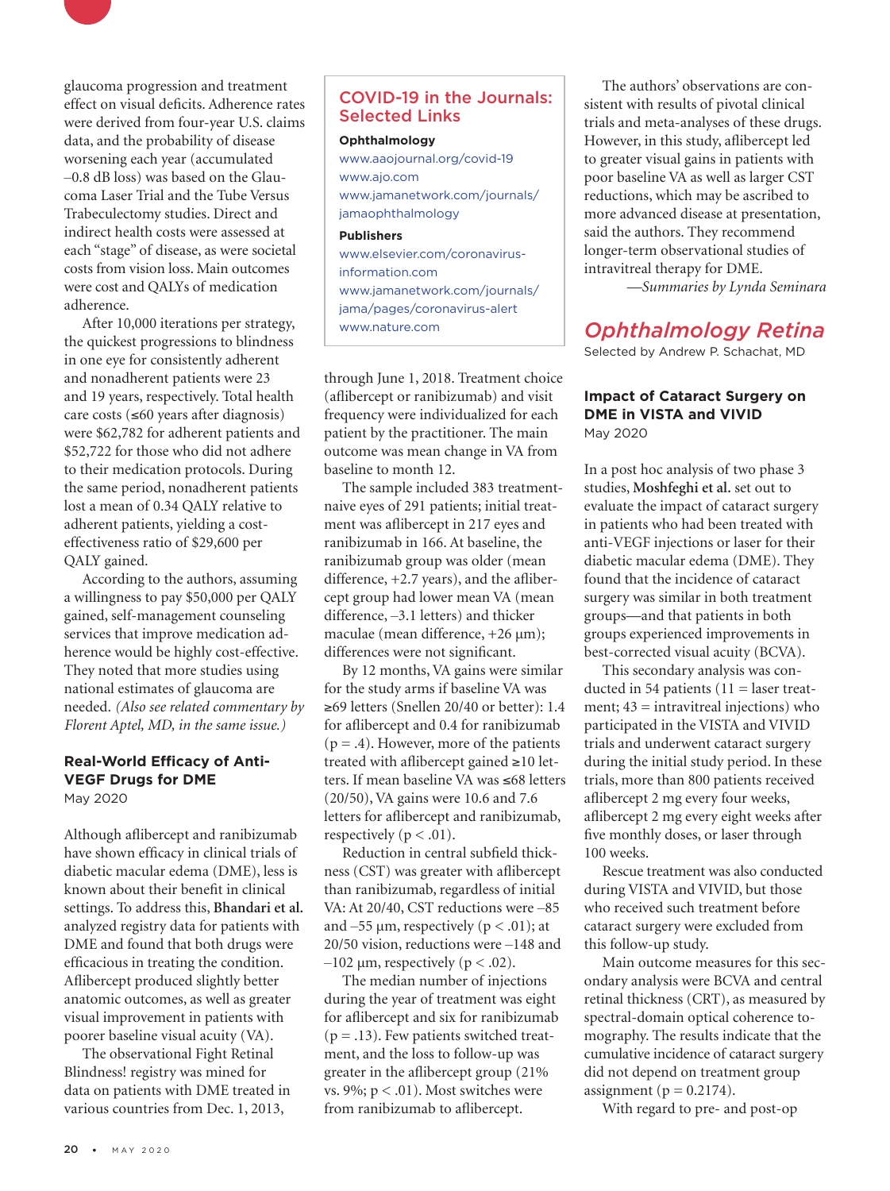glaucoma progression and treatment effect on visual deficits. Adherence rates were derived from four-year U.S. claims data, and the probability of disease worsening each year (accumulated –0.8 dB loss) was based on the Glaucoma Laser Trial and the Tube Versus Trabeculectomy studies. Direct and indirect health costs were assessed at each "stage" of disease, as were societal costs from vision loss. Main outcomes were cost and QALYs of medication adherence.

After 10,000 iterations per strategy, the quickest progressions to blindness in one eye for consistently adherent and nonadherent patients were 23 and 19 years, respectively. Total health care costs (≤60 years after diagnosis) were $62,782 for adherent patients and $52,722 for those who did not adhere to their medication protocols. During the same period, nonadherent patients lost a mean of 0.34 QALY relative to adherent patients, yielding a cost-effectiveness ratio of $29,600 per QALY gained.

According to the authors, assuming a willingness to pay $50,000 per QALY gained, self-management counseling services that improve medication adherence would be highly cost-effective. They noted that more studies using national estimates of glaucoma are needed. *(Also see related commentary by Florent Aptel, MD, in the same issue.)*

### Real-World Efficacy of Anti-VEGF Drugs for DME

May 2020

Although aflibercept and ranibizumab have shown efficacy in clinical trials of diabetic macular edema (DME), less is known about their benefit in clinical settings. To address this, **Bhandari et al.** analyzed registry data for patients with DME and found that both drugs were efficacious in treating the condition. Aflibercept produced slightly better anatomic outcomes, as well as greater visual improvement in patients with poorer baseline visual acuity (VA).

The observational Fight Retinal Blindness! registry was mined for data on patients with DME treated in various countries from Dec. 1, 2013, through June 1, 2018. Treatment choice (aflibercept or ranibizumab) and visit frequency were individualized for each patient by the practitioner. The main outcome was mean change in VA from baseline to month 12.

The sample included 383 treatment-naive eyes of 291 patients; initial treatment was aflibercept in 217 eyes and ranibizumab in 166. At baseline, the ranibizumab group was older (mean difference, +2.7 years), and the aflibercept group had lower mean VA (mean difference, –3.1 letters) and thicker maculae (mean difference, +26 µm); differences were not significant.

By 12 months, VA gains were similar for the study arms if baseline VA was ≥69 letters (Snellen 20/40 or better): 1.4 for aflibercept and 0.4 for ranibizumab ($p = .4$). However, more of the patients treated with aflibercept gained ≥10 letters. If mean baseline VA was ≤68 letters (20/50), VA gains were 10.6 and 7.6 letters for aflibercept and ranibizumab, respectively ($p < .01$).

Reduction in central subfield thickness (CST) was greater with aflibercept than ranibizumab, regardless of initial VA: At 20/40, CST reductions were –85 and –55 µm, respectively ($p < .01$); at 20/50 vision, reductions were –148 and –102 µm, respectively ($p < .02$).

The median number of injections during the year of treatment was eight for aflibercept and six for ranibizumab ($p = .13$). Few patients switched treatment, and the loss to follow-up was greater in the aflibercept group (21% vs. 9%; $p < .01$). Most switches were from ranibizumab to aflibercept.

The authors' observations are consistent with results of pivotal clinical trials and meta-analyses of these drugs. However, in this study, aflibercept led to greater visual gains in patients with poor baseline VA as well as larger CST reductions, which may be ascribed to more advanced disease at presentation, said the authors. They recommend longer-term observational studies of intravitreal therapy for DME.

*—Summaries by Lynda Seminara*

## Ophthalmology Retina

Selected by Andrew P. Schachat, MD

### Impact of Cataract Surgery on DME in VISTA and VIVID

May 2020

In a post hoc analysis of two phase 3 studies, **Moshfeghi et al.** set out to evaluate the impact of cataract surgery in patients who had been treated with anti-VEGF injections or laser for their diabetic macular edema (DME). They found that the incidence of cataract surgery was similar in both treatment groups—and that patients in both groups experienced improvements in best-corrected visual acuity (BCVA).

This secondary analysis was conducted in 54 patients (11 = laser treatment; 43 = intravitreal injections) who participated in the VISTA and VIVID trials and underwent cataract surgery during the initial study period. In these trials, more than 800 patients received aflibercept 2 mg every four weeks, aflibercept 2 mg every eight weeks after five monthly doses, or laser through 100 weeks.

Rescue treatment was also conducted during VISTA and VIVID, but those who received such treatment before cataract surgery were excluded from this follow-up study.

Main outcome measures for this secondary analysis were BCVA and central retinal thickness (CRT), as measured by spectral-domain optical coherence tomography. The results indicate that the cumulative incidence of cataract surgery did not depend on treatment group assignment ($p = 0.2174$).

With regard to pre- and post-op

---

**COVID-19 in the Journals: Selected Links**

**Ophthalmology**
www.aaojournal.org/covid-19
www.ajo.com
www.jamanetwork.com/journals/jamaophthalmology

**Publishers**
www.elsevier.com/coronavirus-information.com
www.jamanetwork.com/journals/jama/pages/coronavirus-alert
www.nature.com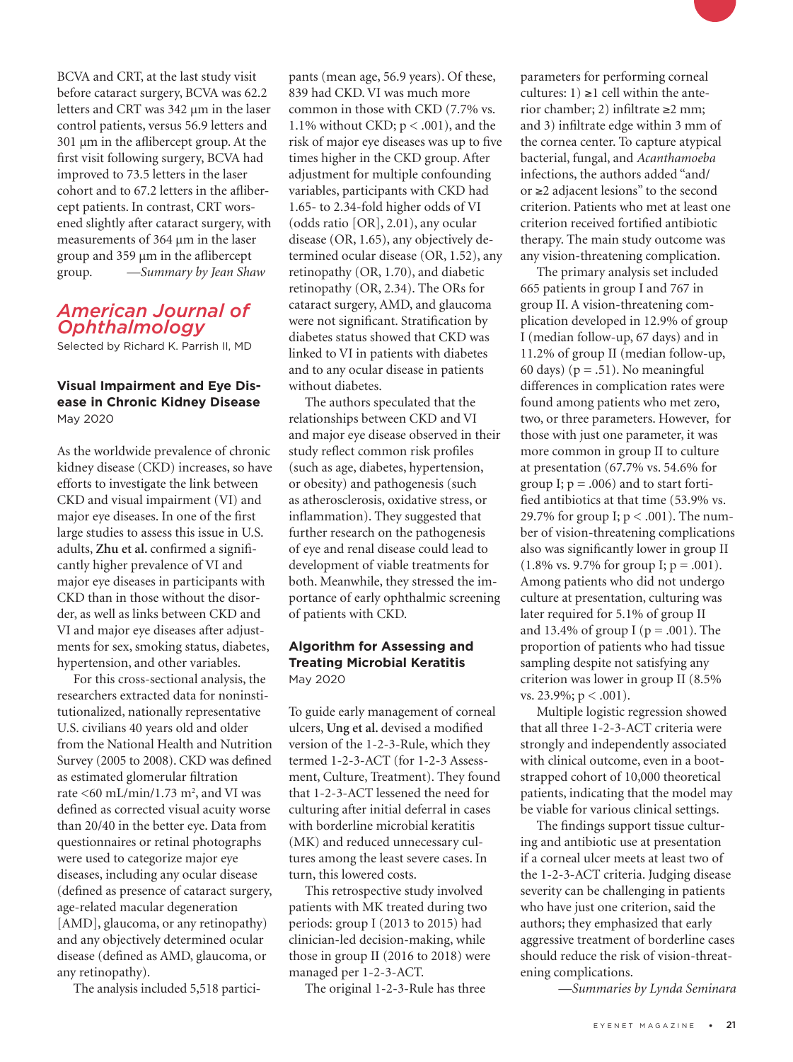BCVA and CRT, at the last study visit before cataract surgery, BCVA was 62.2 letters and CRT was 342 µm in the laser control patients, versus 56.9 letters and 301 µm in the aflibercept group. At the first visit following surgery, BCVA had improved to 73.5 letters in the laser cohort and to 67.2 letters in the aflibercept patients. In contrast, CRT worsened slightly after cataract surgery, with measurements of 364 µm in the laser group and 359 µm in the aflibercept group. *—Summary by Jean Shaw*

## American Journal of Ophthalmology

Selected by Richard K. Parrish II, MD

### Visual Impairment and Eye Disease in Chronic Kidney Disease

May 2020

As the worldwide prevalence of chronic kidney disease (CKD) increases, so have efforts to investigate the link between CKD and visual impairment (VI) and major eye diseases. In one of the first large studies to assess this issue in U.S. adults, **Zhu et al.** confirmed a significantly higher prevalence of VI and major eye diseases in participants with CKD than in those without the disorder, as well as links between CKD and VI and major eye diseases after adjustments for sex, smoking status, diabetes, hypertension, and other variables.

For this cross-sectional analysis, the researchers extracted data for noninstitutionalized, nationally representative U.S. civilians 40 years old and older from the National Health and Nutrition Survey (2005 to 2008). CKD was defined as estimated glomerular filtration rate <60 mL/min/1.73 m$^2$, and VI was defined as corrected visual acuity worse than 20/40 in the better eye. Data from questionnaires or retinal photographs were used to categorize major eye diseases, including any ocular disease (defined as presence of cataract surgery, age-related macular degeneration [AMD], glaucoma, or any retinopathy) and any objectively determined ocular disease (defined as AMD, glaucoma, or any retinopathy).

The analysis included 5,518 participants (mean age, 56.9 years). Of these, 839 had CKD. VI was much more common in those with CKD (7.7% vs. 1.1% without CKD; $p < .001$), and the risk of major eye diseases was up to five times higher in the CKD group. After adjustment for multiple confounding variables, participants with CKD had 1.65- to 2.34-fold higher odds of VI (odds ratio [OR], 2.01), any ocular disease (OR, 1.65), any objectively determined ocular disease (OR, 1.52), any retinopathy (OR, 1.70), and diabetic retinopathy (OR, 2.34). The ORs for cataract surgery, AMD, and glaucoma were not significant. Stratification by diabetes status showed that CKD was linked to VI in patients with diabetes and to any ocular disease in patients without diabetes.

The authors speculated that the relationships between CKD and VI and major eye disease observed in their study reflect common risk profiles (such as age, diabetes, hypertension, or obesity) and pathogenesis (such as atherosclerosis, oxidative stress, or inflammation). They suggested that further research on the pathogenesis of eye and renal disease could lead to development of viable treatments for both. Meanwhile, they stressed the importance of early ophthalmic screening of patients with CKD.

### Algorithm for Assessing and Treating Microbial Keratitis

May 2020

To guide early management of corneal ulcers, **Ung et al.** devised a modified version of the 1-2-3-Rule, which they termed 1-2-3-ACT (for 1-2-3 Assessment, Culture, Treatment). They found that 1-2-3-ACT lessened the need for culturing after initial deferral in cases with borderline microbial keratitis (MK) and reduced unnecessary cultures among the least severe cases. In turn, this lowered costs.

This retrospective study involved patients with MK treated during two periods: group I (2013 to 2015) had clinician-led decision-making, while those in group II (2016 to 2018) were managed per 1-2-3-ACT.

The original 1-2-3-Rule has three parameters for performing corneal cultures: 1) ≥1 cell within the anterior chamber; 2) infiltrate ≥2 mm; and 3) infiltrate edge within 3 mm of the cornea center. To capture atypical bacterial, fungal, and *Acanthamoeba* infections, the authors added "and/or ≥2 adjacent lesions" to the second criterion. Patients who met at least one criterion received fortified antibiotic therapy. The main study outcome was any vision-threatening complication.

The primary analysis set included 665 patients in group I and 767 in group II. A vision-threatening complication developed in 12.9% of group I (median follow-up, 67 days) and in 11.2% of group II (median follow-up, 60 days) ($p = .51$). No meaningful differences in complication rates were found among patients who met zero, two, or three parameters. However, for those with just one parameter, it was more common in group II to culture at presentation (67.7% vs. 54.6% for group I; $p = .006$) and to start fortified antibiotics at that time (53.9% vs. 29.7% for group I; $p < .001$). The number of vision-threatening complications also was significantly lower in group II (1.8% vs. 9.7% for group I; $p = .001$). Among patients who did not undergo culture at presentation, culturing was later required for 5.1% of group II and 13.4% of group I ($p = .001$). The proportion of patients who had tissue sampling despite not satisfying any criterion was lower in group II (8.5% vs. 23.9%; $p < .001$).

Multiple logistic regression showed that all three 1-2-3-ACT criteria were strongly and independently associated with clinical outcome, even in a bootstrapped cohort of 10,000 theoretical patients, indicating that the model may be viable for various clinical settings.

The findings support tissue culturing and antibiotic use at presentation if a corneal ulcer meets at least two of the 1-2-3-ACT criteria. Judging disease severity can be challenging in patients who have just one criterion, said the authors; they emphasized that early aggressive treatment of borderline cases should reduce the risk of vision-threatening complications.

*—Summaries by Lynda Seminara*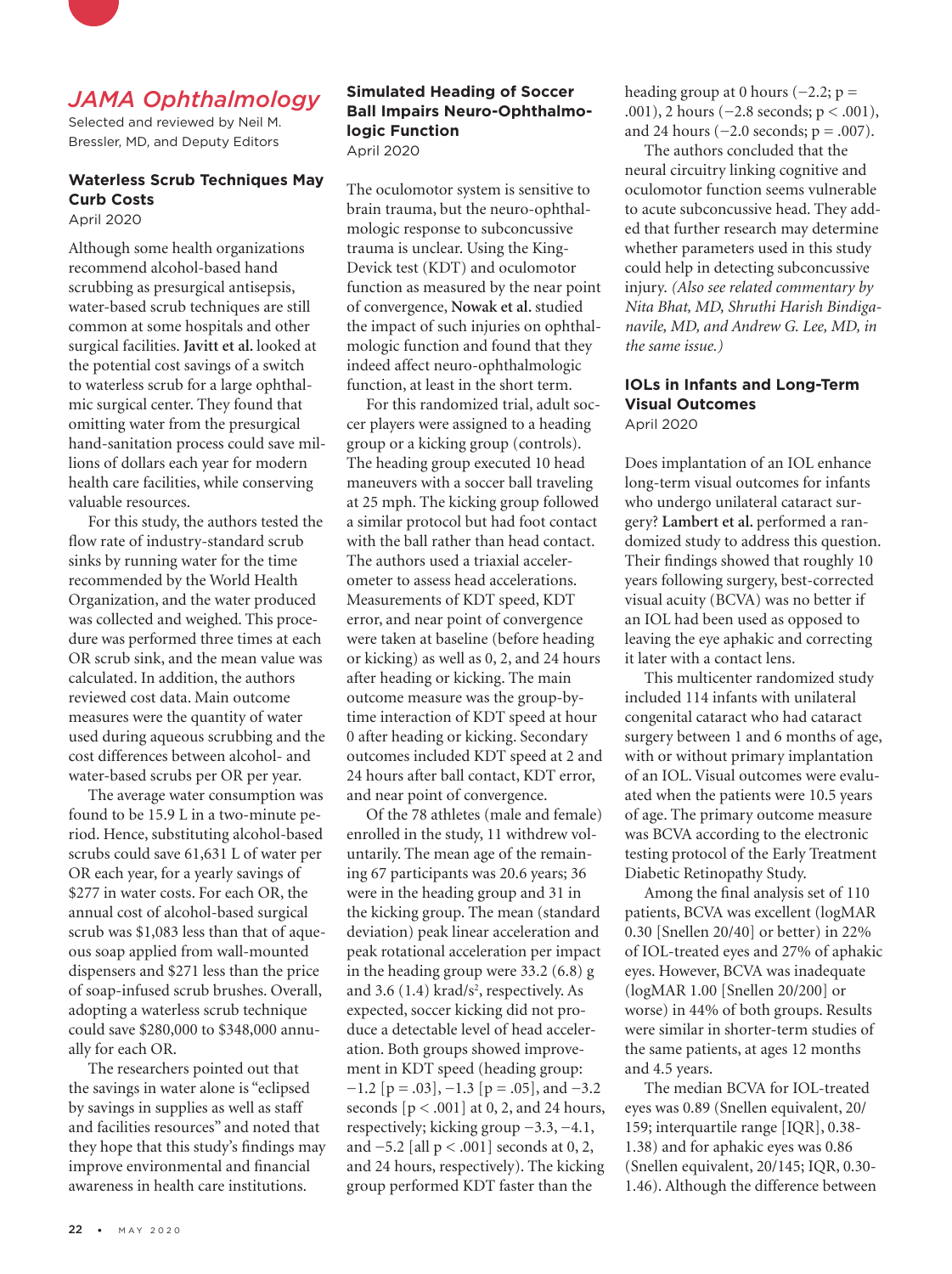## JAMA Ophthalmology

Selected and reviewed by Neil M. Bressler, MD, and Deputy Editors

### Waterless Scrub Techniques May Curb Costs

April 2020

Although some health organizations recommend alcohol-based hand scrubbing as presurgical antisepsis, water-based scrub techniques are still common at some hospitals and other surgical facilities. **Javitt et al.** looked at the potential cost savings of a switch to waterless scrub for a large ophthalmic surgical center. They found that omitting water from the presurgical hand-sanitation process could save millions of dollars each year for modern health care facilities, while conserving valuable resources.

For this study, the authors tested the flow rate of industry-standard scrub sinks by running water for the time recommended by the World Health Organization, and the water produced was collected and weighed. This procedure was performed three times at each OR scrub sink, and the mean value was calculated. In addition, the authors reviewed cost data. Main outcome measures were the quantity of water used during aqueous scrubbing and the cost differences between alcohol- and water-based scrubs per OR per year.

The average water consumption was found to be 15.9 L in a two-minute period. Hence, substituting alcohol-based scrubs could save 61,631 L of water per OR each year, for a yearly savings of \$277 in water costs. For each OR, the annual cost of alcohol-based surgical scrub was \$1,083 less than that of aqueous soap applied from wall-mounted dispensers and \$271 less than the price of soap-infused scrub brushes. Overall, adopting a waterless scrub technique could save \$280,000 to \$348,000 annually for each OR.

The researchers pointed out that the savings in water alone is "eclipsed by savings in supplies as well as staff and facilities resources" and noted that they hope that this study's findings may improve environmental and financial awareness in health care institutions.

### Simulated Heading of Soccer Ball Impairs Neuro-Ophthalmologic Function

April 2020

The oculomotor system is sensitive to brain trauma, but the neuro-ophthalmologic response to subconcussive trauma is unclear. Using the King-Devick test (KDT) and oculomotor function as measured by the near point of convergence, **Nowak et al.** studied the impact of such injuries on ophthalmologic function and found that they indeed affect neuro-ophthalmologic function, at least in the short term.

For this randomized trial, adult soccer players were assigned to a heading group or a kicking group (controls). The heading group executed 10 head maneuvers with a soccer ball traveling at 25 mph. The kicking group followed a similar protocol but had foot contact with the ball rather than head contact. The authors used a triaxial accelerometer to assess head accelerations. Measurements of KDT speed, KDT error, and near point of convergence were taken at baseline (before heading or kicking) as well as 0, 2, and 24 hours after heading or kicking. The main outcome measure was the group-by-time interaction of KDT speed at hour 0 after heading or kicking. Secondary outcomes included KDT speed at 2 and 24 hours after ball contact, KDT error, and near point of convergence.

Of the 78 athletes (male and female) enrolled in the study, 11 withdrew voluntarily. The mean age of the remaining 67 participants was 20.6 years; 36 were in the heading group and 31 in the kicking group. The mean (standard deviation) peak linear acceleration and peak rotational acceleration per impact in the heading group were 33.2 (6.8) g and 3.6 (1.4) krad/s$^2$, respectively. As expected, soccer kicking did not produce a detectable level of head acceleration. Both groups showed improvement in KDT speed (heading group: −1.2 [$p = .03$], −1.3 [$p = .05$], and −3.2 seconds [$p < .001$] at 0, 2, and 24 hours, respectively; kicking group −3.3, −4.1, and −5.2 [all $p < .001$] seconds at 0, 2, and 24 hours, respectively). The kicking group performed KDT faster than the heading group at 0 hours (−2.2; $p = .001$), 2 hours (−2.8 seconds; $p < .001$), and 24 hours (−2.0 seconds; $p = .007$).

The authors concluded that the neural circuitry linking cognitive and oculomotor function seems vulnerable to acute subconcussive head. They added that further research may determine whether parameters used in this study could help in detecting subconcussive injury. *(Also see related commentary by Nita Bhat, MD, Shruthi Harish Bindiganavile, MD, and Andrew G. Lee, MD, in the same issue.)*

### IOLs in Infants and Long-Term Visual Outcomes

April 2020

Does implantation of an IOL enhance long-term visual outcomes for infants who undergo unilateral cataract surgery? **Lambert et al.** performed a randomized study to address this question. Their findings showed that roughly 10 years following surgery, best-corrected visual acuity (BCVA) was no better if an IOL had been used as opposed to leaving the eye aphakic and correcting it later with a contact lens.

This multicenter randomized study included 114 infants with unilateral congenital cataract who had cataract surgery between 1 and 6 months of age, with or without primary implantation of an IOL. Visual outcomes were evaluated when the patients were 10.5 years of age. The primary outcome measure was BCVA according to the electronic testing protocol of the Early Treatment Diabetic Retinopathy Study.

Among the final analysis set of 110 patients, BCVA was excellent (logMAR 0.30 [Snellen 20/40] or better) in 22% of IOL-treated eyes and 27% of aphakic eyes. However, BCVA was inadequate (logMAR 1.00 [Snellen 20/200] or worse) in 44% of both groups. Results were similar in shorter-term studies of the same patients, at ages 12 months and 4.5 years.

The median BCVA for IOL-treated eyes was 0.89 (Snellen equivalent, 20/159; interquartile range [IQR], 0.38-1.38) and for aphakic eyes was 0.86 (Snellen equivalent, 20/145; IQR, 0.30-1.46). Although the difference between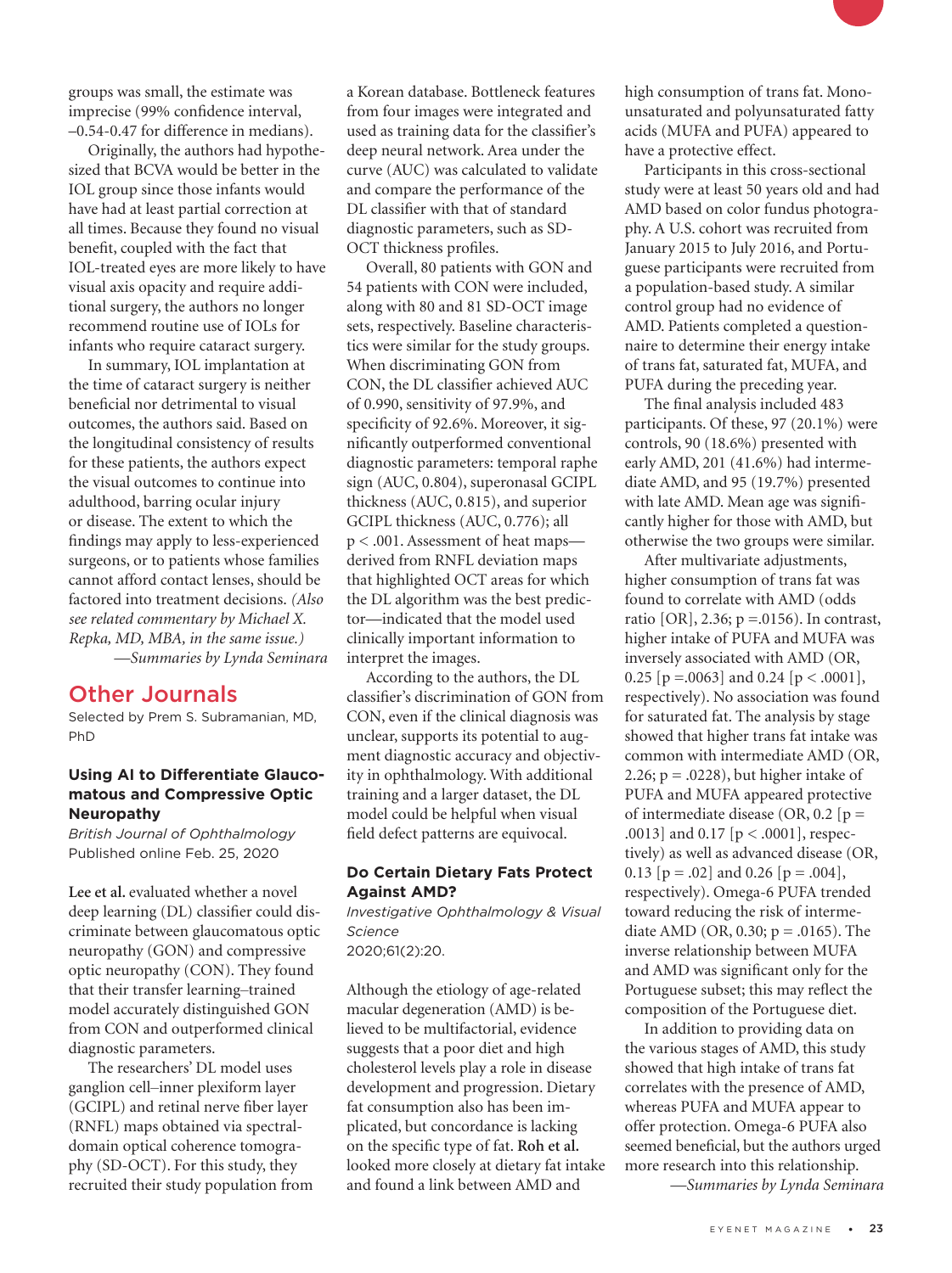groups was small, the estimate was imprecise (99% confidence interval, –0.54-0.47 for difference in medians).

Originally, the authors had hypothesized that BCVA would be better in the IOL group since those infants would have had at least partial correction at all times. Because they found no visual benefit, coupled with the fact that IOL-treated eyes are more likely to have visual axis opacity and require additional surgery, the authors no longer recommend routine use of IOLs for infants who require cataract surgery.

In summary, IOL implantation at the time of cataract surgery is neither beneficial nor detrimental to visual outcomes, the authors said. Based on the longitudinal consistency of results for these patients, the authors expect the visual outcomes to continue into adulthood, barring ocular injury or disease. The extent to which the findings may apply to less-experienced surgeons, or to patients whose families cannot afford contact lenses, should be factored into treatment decisions. *(Also see related commentary by Michael X. Repka, MD, MBA, in the same issue.)*

*—Summaries by Lynda Seminara*

## Other Journals

Selected by Prem S. Subramanian, MD, PhD

### Using AI to Differentiate Glaucomatous and Compressive Optic Neuropathy

*British Journal of Ophthalmology*
Published online Feb. 25, 2020

**Lee et al.** evaluated whether a novel deep learning (DL) classifier could discriminate between glaucomatous optic neuropathy (GON) and compressive optic neuropathy (CON). They found that their transfer learning–trained model accurately distinguished GON from CON and outperformed clinical diagnostic parameters.

The researchers' DL model uses ganglion cell–inner plexiform layer (GCIPL) and retinal nerve fiber layer (RNFL) maps obtained via spectral-domain optical coherence tomography (SD-OCT). For this study, they recruited their study population from a Korean database. Bottleneck features from four images were integrated and used as training data for the classifier's deep neural network. Area under the curve (AUC) was calculated to validate and compare the performance of the DL classifier with that of standard diagnostic parameters, such as SD-OCT thickness profiles.

Overall, 80 patients with GON and 54 patients with CON were included, along with 80 and 81 SD-OCT image sets, respectively. Baseline characteristics were similar for the study groups. When discriminating GON from CON, the DL classifier achieved AUC of 0.990, sensitivity of 97.9%, and specificity of 92.6%. Moreover, it significantly outperformed conventional diagnostic parameters: temporal raphe sign (AUC, 0.804), superonasal GCIPL thickness (AUC, 0.815), and superior GCIPL thickness (AUC, 0.776); all $p < .001$. Assessment of heat maps—derived from RNFL deviation maps that highlighted OCT areas for which the DL algorithm was the best predictor—indicated that the model used clinically important information to interpret the images.

According to the authors, the DL classifier's discrimination of GON from CON, even if the clinical diagnosis was unclear, supports its potential to augment diagnostic accuracy and objectivity in ophthalmology. With additional training and a larger dataset, the DL model could be helpful when visual field defect patterns are equivocal.

### Do Certain Dietary Fats Protect Against AMD?

*Investigative Ophthalmology & Visual Science*
2020;61(2):20.

Although the etiology of age-related macular degeneration (AMD) is believed to be multifactorial, evidence suggests that a poor diet and high cholesterol levels play a role in disease development and progression. Dietary fat consumption also has been implicated, but concordance is lacking on the specific type of fat. **Roh et al.** looked more closely at dietary fat intake and found a link between AMD and high consumption of trans fat. Monounsaturated and polyunsaturated fatty acids (MUFA and PUFA) appeared to have a protective effect.

Participants in this cross-sectional study were at least 50 years old and had AMD based on color fundus photography. A U.S. cohort was recruited from January 2015 to July 2016, and Portuguese participants were recruited from a population-based study. A similar control group had no evidence of AMD. Patients completed a questionnaire to determine their energy intake of trans fat, saturated fat, MUFA, and PUFA during the preceding year.

The final analysis included 483 participants. Of these, 97 (20.1%) were controls, 90 (18.6%) presented with early AMD, 201 (41.6%) had intermediate AMD, and 95 (19.7%) presented with late AMD. Mean age was significantly higher for those with AMD, but otherwise the two groups were similar.

After multivariate adjustments, higher consumption of trans fat was found to correlate with AMD (odds ratio [OR], 2.36; $p = .0156$). In contrast, higher intake of PUFA and MUFA was inversely associated with AMD (OR, 0.25 [$p = .0063$] and 0.24 [$p < .0001$], respectively). No association was found for saturated fat. The analysis by stage showed that higher trans fat intake was common with intermediate AMD (OR, 2.26; $p = .0228$), but higher intake of PUFA and MUFA appeared protective of intermediate disease (OR, 0.2 [$p = .0013$] and 0.17 [$p < .0001$], respectively) as well as advanced disease (OR, 0.13 [$p = .02$] and 0.26 [$p = .004$], respectively). Omega-6 PUFA trended toward reducing the risk of intermediate AMD (OR, 0.30; $p = .0165$). The inverse relationship between MUFA and AMD was significant only for the Portuguese subset; this may reflect the composition of the Portuguese diet.

In addition to providing data on the various stages of AMD, this study showed that high intake of trans fat correlates with the presence of AMD, whereas PUFA and MUFA appear to offer protection. Omega-6 PUFA also seemed beneficial, but the authors urged more research into this relationship.

*—Summaries by Lynda Seminara*